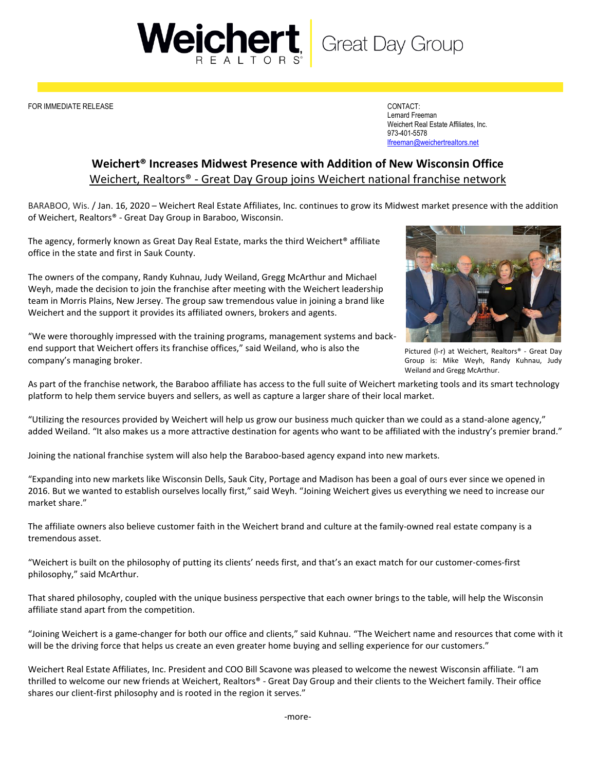Weichert, REALTORS® | Great Day Group

FOR IMMEDIATE RELEASE

CONTACT:
Lernard Freeman
Weichert Real Estate Affiliates, Inc.
973-401-5578
lfreeman@weichertrealtors.net

## Weichert® Increases Midwest Presence with Addition of New Wisconsin Office

Weichert, Realtors® - Great Day Group joins Weichert national franchise network

BARABOO, Wis. / Jan. 16, 2020 – Weichert Real Estate Affiliates, Inc. continues to grow its Midwest market presence with the addition of Weichert, Realtors® - Great Day Group in Baraboo, Wisconsin.

The agency, formerly known as Great Day Real Estate, marks the third Weichert® affiliate office in the state and first in Sauk County.

The owners of the company, Randy Kuhnau, Judy Weiland, Gregg McArthur and Michael Weyh, made the decision to join the franchise after meeting with the Weichert leadership team in Morris Plains, New Jersey. The group saw tremendous value in joining a brand like Weichert and the support it provides its affiliated owners, brokers and agents.

"We were thoroughly impressed with the training programs, management systems and back-end support that Weichert offers its franchise offices," said Weiland, who is also the company's managing broker.

Pictured (l-r) at Weichert, Realtors® - Great Day Group is: Mike Weyh, Randy Kuhnau, Judy Weiland and Gregg McArthur.

As part of the franchise network, the Baraboo affiliate has access to the full suite of Weichert marketing tools and its smart technology platform to help them service buyers and sellers, as well as capture a larger share of their local market.

"Utilizing the resources provided by Weichert will help us grow our business much quicker than we could as a stand-alone agency," added Weiland. "It also makes us a more attractive destination for agents who want to be affiliated with the industry's premier brand."

Joining the national franchise system will also help the Baraboo-based agency expand into new markets.

"Expanding into new markets like Wisconsin Dells, Sauk City, Portage and Madison has been a goal of ours ever since we opened in 2016. But we wanted to establish ourselves locally first," said Weyh. "Joining Weichert gives us everything we need to increase our market share."

The affiliate owners also believe customer faith in the Weichert brand and culture at the family-owned real estate company is a tremendous asset.

"Weichert is built on the philosophy of putting its clients' needs first, and that's an exact match for our customer-comes-first philosophy," said McArthur.

That shared philosophy, coupled with the unique business perspective that each owner brings to the table, will help the Wisconsin affiliate stand apart from the competition.

"Joining Weichert is a game-changer for both our office and clients," said Kuhnau. "The Weichert name and resources that come with it will be the driving force that helps us create an even greater home buying and selling experience for our customers."

Weichert Real Estate Affiliates, Inc. President and COO Bill Scavone was pleased to welcome the newest Wisconsin affiliate. "I am thrilled to welcome our new friends at Weichert, Realtors® - Great Day Group and their clients to the Weichert family. Their office shares our client-first philosophy and is rooted in the region it serves."

-more-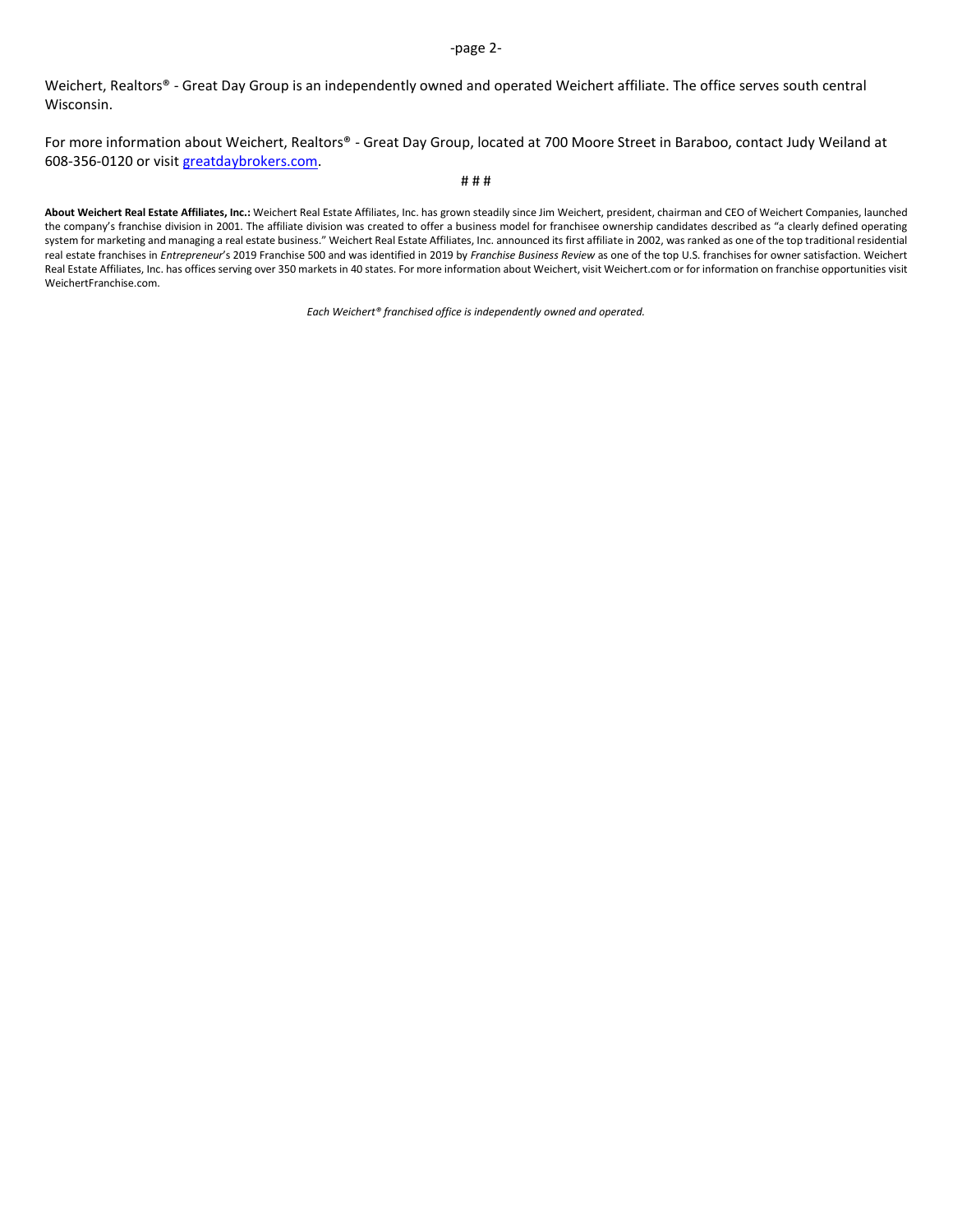Weichert, Realtors® - Great Day Group is an independently owned and operated Weichert affiliate. The office serves south central Wisconsin.

For more information about Weichert, Realtors® - Great Day Group, located at 700 Moore Street in Baraboo, contact Judy Weiland at 608-356-0120 or visit [greatdaybrokers.com](greatdaybrokers.com).

# # #

**About Weichert Real Estate Affiliates, Inc.:** Weichert Real Estate Affiliates, Inc. has grown steadily since Jim Weichert, president, chairman and CEO of Weichert Companies, launched the company's franchise division in 2001. The affiliate division was created to offer a business model for franchisee ownership candidates described as "a clearly defined operating system for marketing and managing a real estate business." Weichert Real Estate Affiliates, Inc. announced its first affiliate in 2002, was ranked as one of the top traditional residential real estate franchises in *Entrepreneur*'s 2019 Franchise 500 and was identified in 2019 by *Franchise Business Review* as one of the top U.S. franchises for owner satisfaction. Weichert Real Estate Affiliates, Inc. has offices serving over 350 markets in 40 states. For more information about Weichert, visit Weichert.com or for information on franchise opportunities visit WeichertFranchise.com.

*Each Weichert® franchised office is independently owned and operated.*